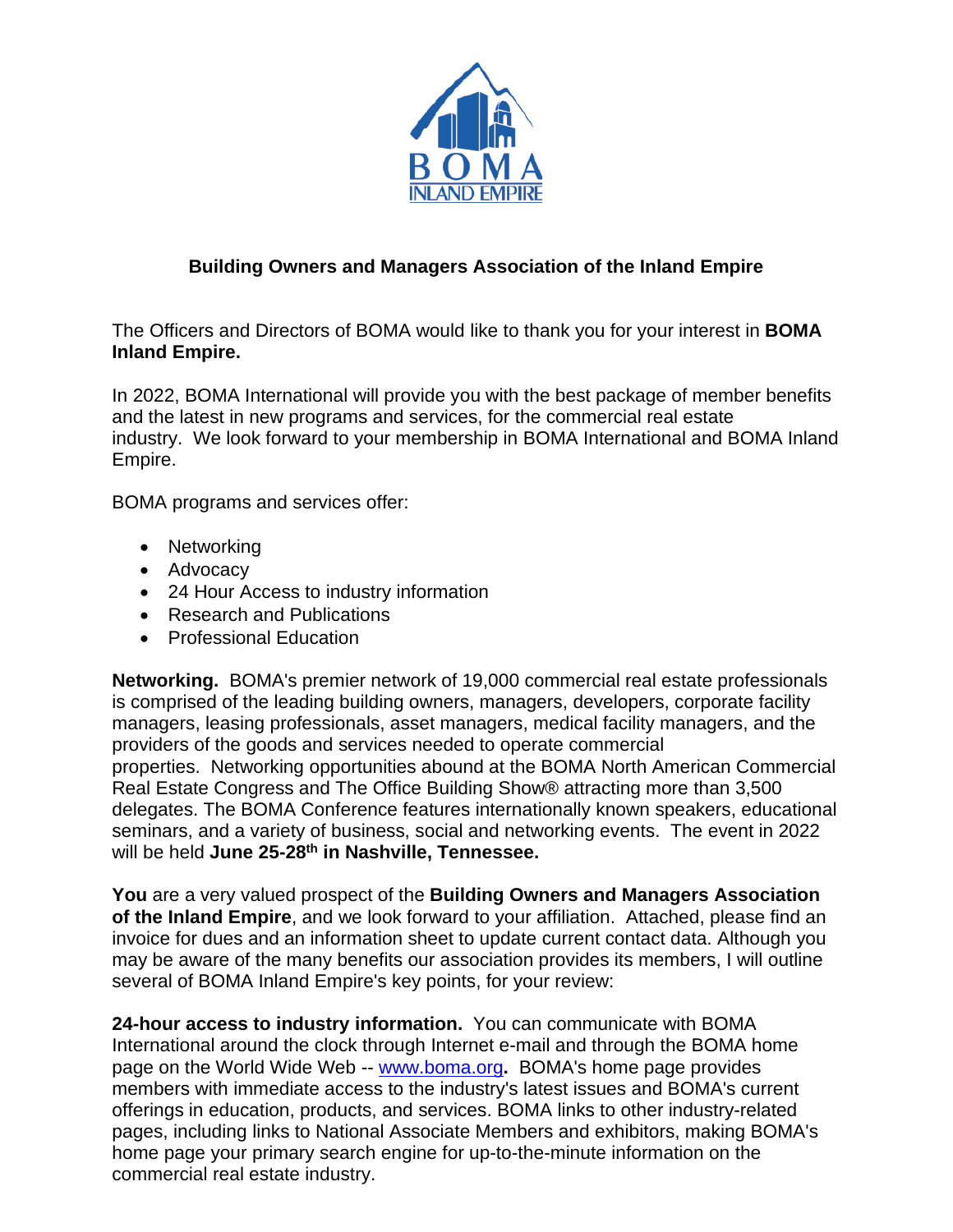BOMA INLAND EMPIRE

## Building Owners and Managers Association of the Inland Empire

The Officers and Directors of BOMA would like to thank you for your interest in **BOMA Inland Empire.**

In 2022, BOMA International will provide you with the best package of member benefits and the latest in new programs and services, for the commercial real estate industry. We look forward to your membership in BOMA International and BOMA Inland Empire.

BOMA programs and services offer:

- Networking
- Advocacy
- 24 Hour Access to industry information
- Research and Publications
- Professional Education

**Networking.** BOMA's premier network of 19,000 commercial real estate professionals is comprised of the leading building owners, managers, developers, corporate facility managers, leasing professionals, asset managers, medical facility managers, and the providers of the goods and services needed to operate commercial properties. Networking opportunities abound at the BOMA North American Commercial Real Estate Congress and The Office Building Show® attracting more than 3,500 delegates. The BOMA Conference features internationally known speakers, educational seminars, and a variety of business, social and networking events. The event in 2022 will be held **June 25-28th in Nashville, Tennessee.**

**You** are a very valued prospect of the **Building Owners and Managers Association of the Inland Empire**, and we look forward to your affiliation. Attached, please find an invoice for dues and an information sheet to update current contact data. Although you may be aware of the many benefits our association provides its members, I will outline several of BOMA Inland Empire's key points, for your review:

**24-hour access to industry information.** You can communicate with BOMA International around the clock through Internet e-mail and through the BOMA home page on the World Wide Web -- [www.boma.org](http://www.boma.org)**.** BOMA's home page provides members with immediate access to the industry's latest issues and BOMA's current offerings in education, products, and services. BOMA links to other industry-related pages, including links to National Associate Members and exhibitors, making BOMA's home page your primary search engine for up-to-the-minute information on the commercial real estate industry.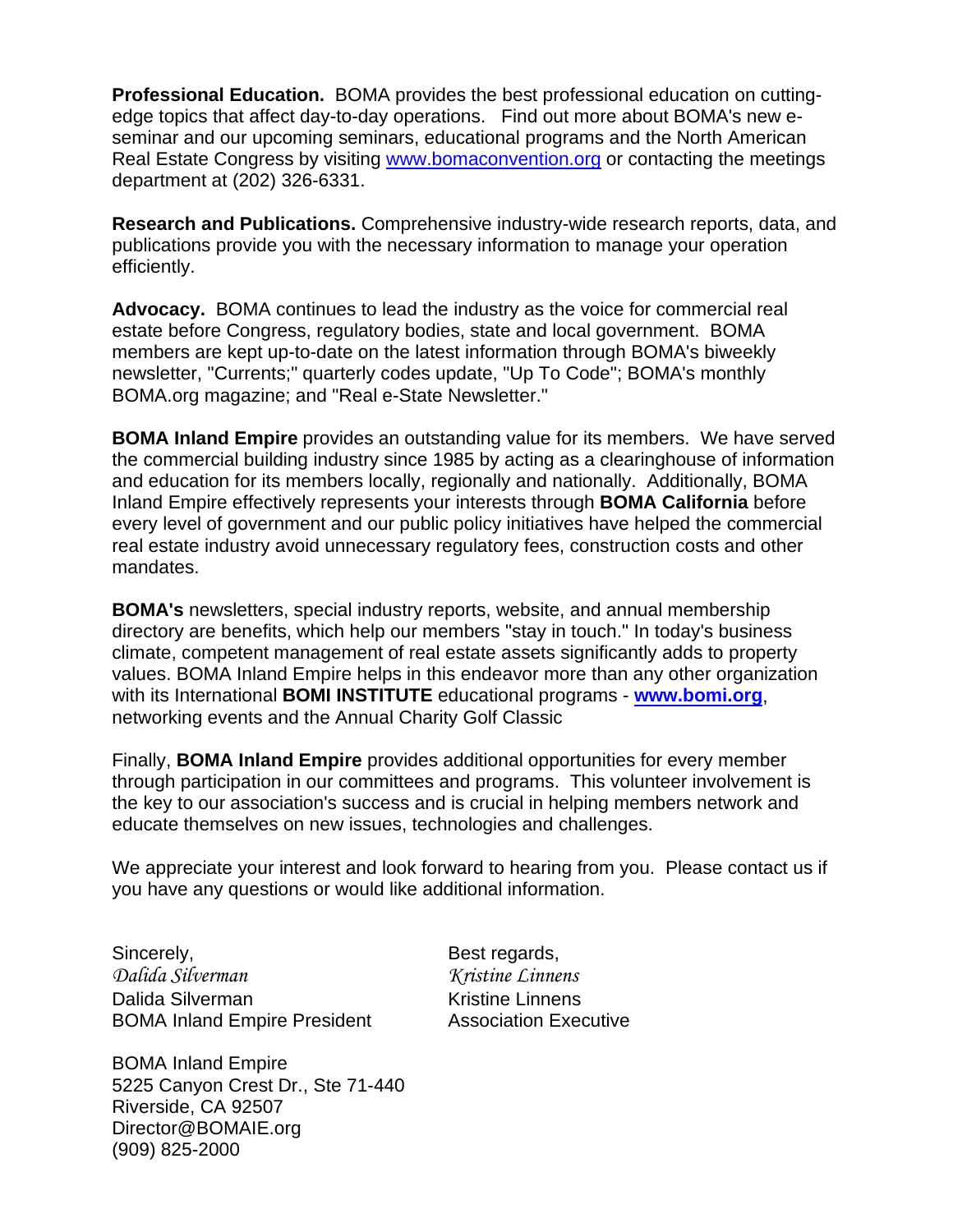**Professional Education.** BOMA provides the best professional education on cutting-edge topics that affect day-to-day operations. Find out more about BOMA's new e-seminar and our upcoming seminars, educational programs and the North American Real Estate Congress by visiting [www.bomaconvention.org](http://www.bomaconvention.org) or contacting the meetings department at (202) 326-6331.

**Research and Publications.** Comprehensive industry-wide research reports, data, and publications provide you with the necessary information to manage your operation efficiently.

**Advocacy.** BOMA continues to lead the industry as the voice for commercial real estate before Congress, regulatory bodies, state and local government. BOMA members are kept up-to-date on the latest information through BOMA's biweekly newsletter, "Currents;" quarterly codes update, "Up To Code"; BOMA's monthly BOMA.org magazine; and "Real e-State Newsletter."

**BOMA Inland Empire** provides an outstanding value for its members. We have served the commercial building industry since 1985 by acting as a clearinghouse of information and education for its members locally, regionally and nationally. Additionally, BOMA Inland Empire effectively represents your interests through **BOMA California** before every level of government and our public policy initiatives have helped the commercial real estate industry avoid unnecessary regulatory fees, construction costs and other mandates.

**BOMA's** newsletters, special industry reports, website, and annual membership directory are benefits, which help our members "stay in touch." In today's business climate, competent management of real estate assets significantly adds to property values. BOMA Inland Empire helps in this endeavor more than any other organization with its International **BOMI INSTITUTE** educational programs - **[www.bomi.org](http://www.bomi.org)**, networking events and the Annual Charity Golf Classic

Finally, **BOMA Inland Empire** provides additional opportunities for every member through participation in our committees and programs. This volunteer involvement is the key to our association's success and is crucial in helping members network and educate themselves on new issues, technologies and challenges.

We appreciate your interest and look forward to hearing from you. Please contact us if you have any questions or would like additional information.

Sincerely,
*Dalida Silverman*
Dalida Silverman
BOMA Inland Empire President

Best regards,
*Kristine Linnens*
Kristine Linnens
Association Executive

BOMA Inland Empire
5225 Canyon Crest Dr., Ste 71-440
Riverside, CA 92507
Director@BOMAIE.org
(909) 825-2000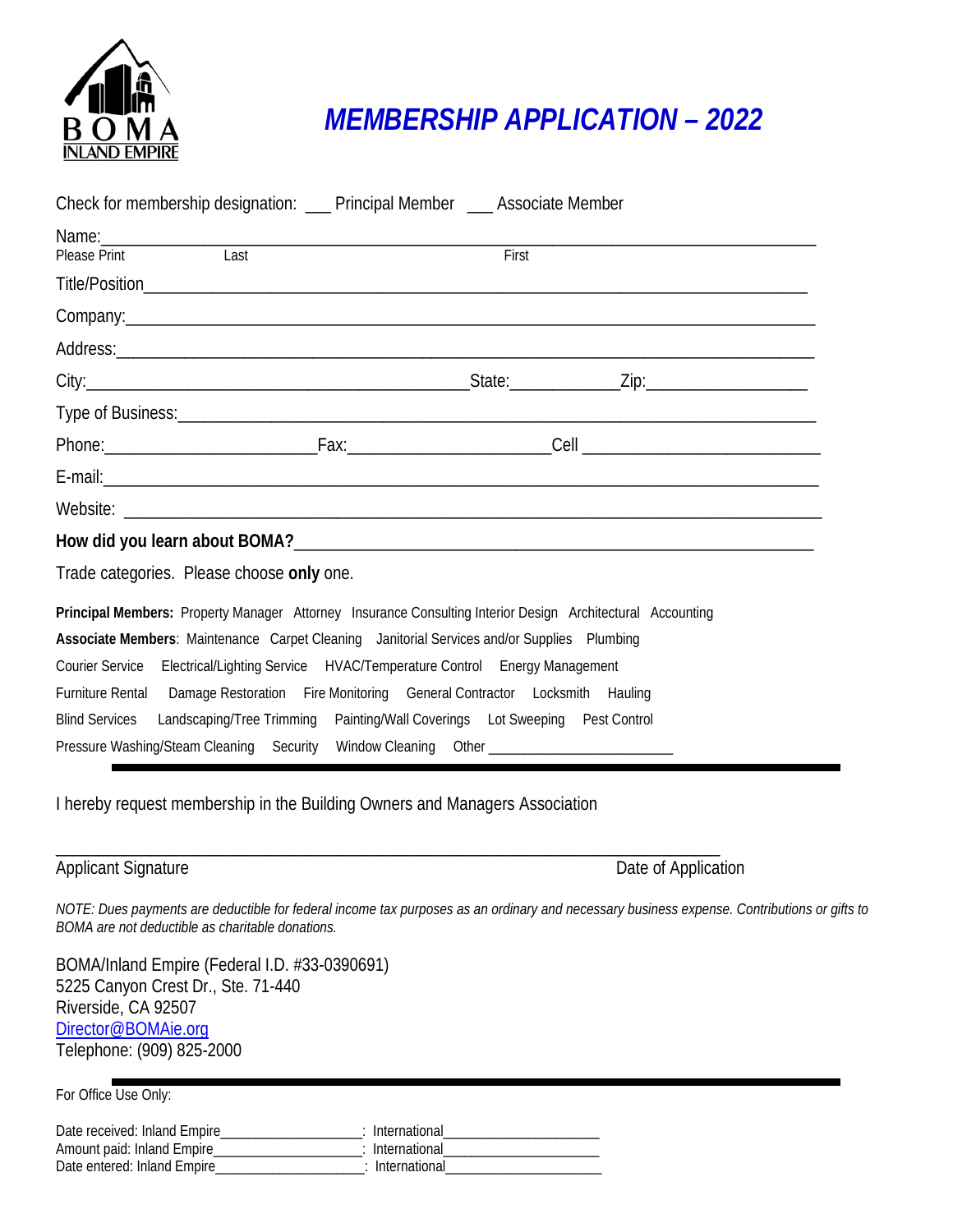# MEMBERSHIP APPLICATION – 2022

BOMA INLAND EMPIRE

Check for membership designation: ___ Principal Member ___ Associate Member

Name:_____________________________________________________________________________
Please Print Last First

Title/Position_____________________________________________________________________

Company:__________________________________________________________________________

Address:__________________________________________________________________________

City:_________________________________________State:____________Zip:__________________

Type of Business:_________________________________________________________________

Phone:________________________Fax:______________________Cell __________________________

E-mail:___________________________________________________________________________

Website: _________________________________________________________________________

**How did you learn about BOMA?**__________________________________________________

Trade categories. Please choose **only** one.

**Principal Members:** Property Manager Attorney Insurance Consulting Interior Design Architectural Accounting

**Associate Members**: Maintenance Carpet Cleaning Janitorial Services and/or Supplies Plumbing

Courier Service Electrical/Lighting Service HVAC/Temperature Control Energy Management

Furniture Rental Damage Restoration Fire Monitoring General Contractor Locksmith Hauling

Blind Services Landscaping/Tree Trimming Painting/Wall Coverings Lot Sweeping Pest Control

Pressure Washing/Steam Cleaning Security Window Cleaning Other ________________________

---

I hereby request membership in the Building Owners and Managers Association

___________________________________________________________________________

Applicant Signature Date of Application

*NOTE: Dues payments are deductible for federal income tax purposes as an ordinary and necessary business expense. Contributions or gifts to BOMA are not deductible as charitable donations.*

BOMA/Inland Empire (Federal I.D. #33-0390691)
5225 Canyon Crest Dr., Ste. 71-440
Riverside, CA 92507
Director@BOMAie.org
Telephone: (909) 825-2000

---

For Office Use Only:

Date received: Inland Empire__________________: International____________________
Amount paid: Inland Empire___________________: International____________________
Date entered: Inland Empire___________________: International____________________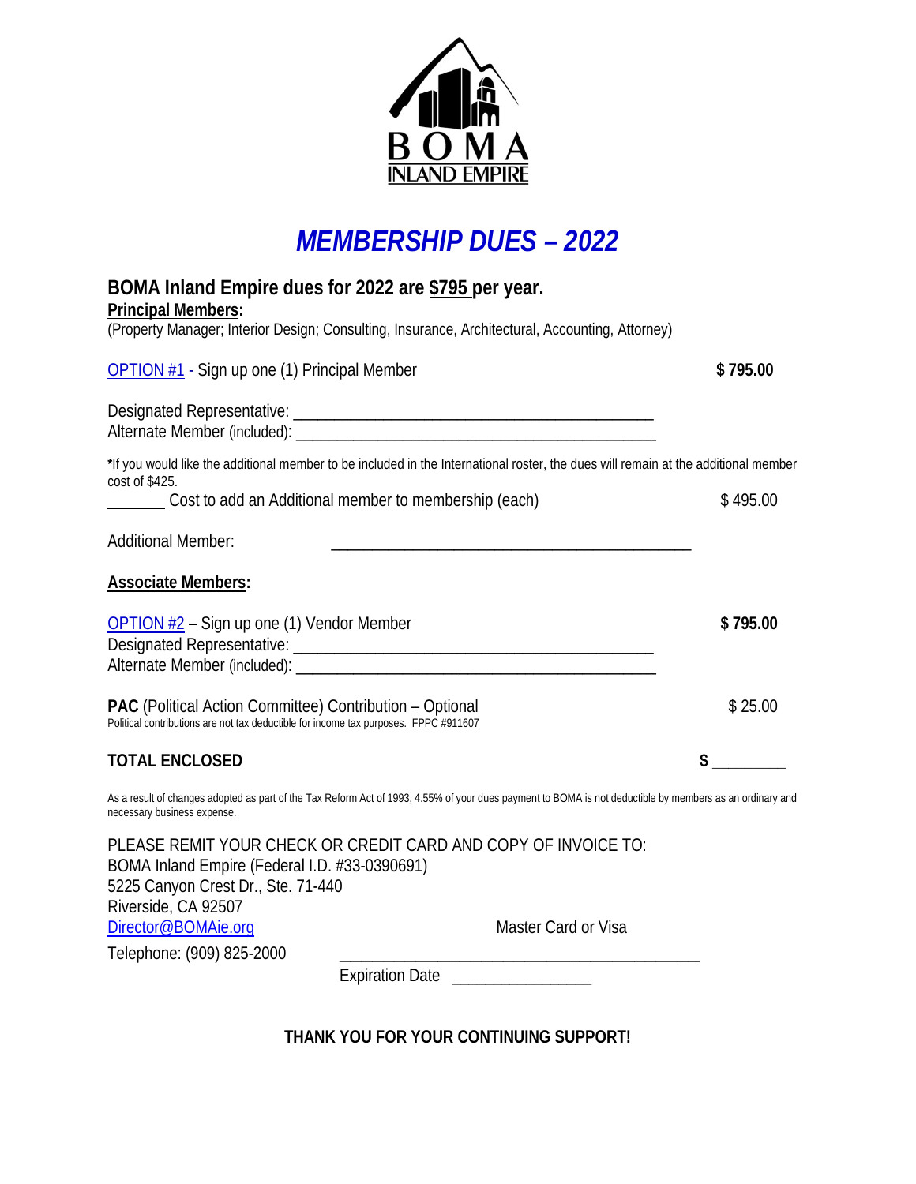BOMA INLAND EMPIRE

# *MEMBERSHIP DUES – 2022*

## BOMA Inland Empire dues for 2022 are $795 per year.

**Principal Members:**

(Property Manager; Interior Design; Consulting, Insurance, Architectural, Accounting, Attorney)

OPTION #1 - Sign up one (1) Principal Member **$ 795.00**

Designated Representative: ___________________________________________

Alternate Member (included): ___________________________________________

***If you would like the additional member to be included in the International roster, the dues will remain at the additional member cost of $425.**

_______ Cost to add an Additional member to membership (each) $ 495.00

Additional Member: ___________________________________________

**Associate Members:**

OPTION #2 – Sign up one (1) Vendor Member **$ 795.00**

Designated Representative: ___________________________________________

Alternate Member (included): ___________________________________________

**PAC** (Political Action Committee) Contribution – Optional $ 25.00

Political contributions are not tax deductible for income tax purposes. FPPC #911607

**TOTAL ENCLOSED** **$** _________

As a result of changes adopted as part of the Tax Reform Act of 1993, 4.55% of your dues payment to BOMA is not deductible by members as an ordinary and necessary business expense.

PLEASE REMIT YOUR CHECK OR CREDIT CARD AND COPY OF INVOICE TO:
BOMA Inland Empire (Federal I.D. #33-0390691)
5225 Canyon Crest Dr., Ste. 71-440
Riverside, CA 92507
Director@BOMAie.org
Telephone: (909) 825-2000

Master Card or Visa

___________________________________________

Expiration Date _______________

**THANK YOU FOR YOUR CONTINUING SUPPORT!**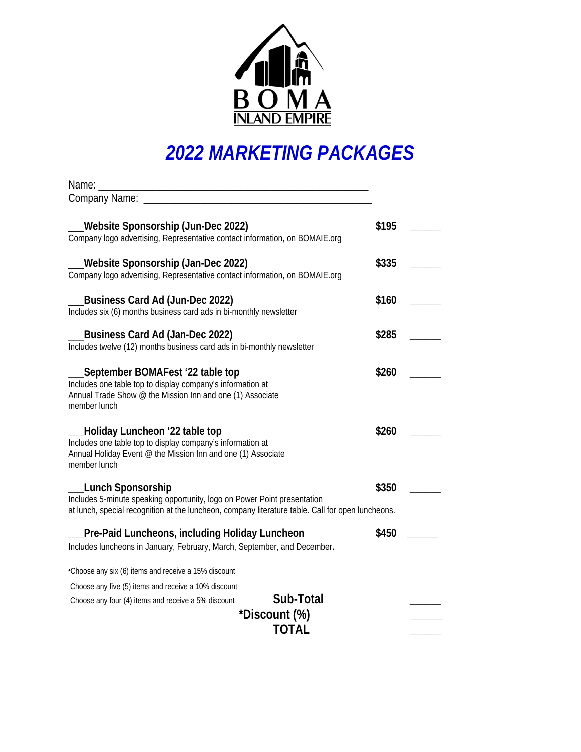BOMA
INLAND EMPIRE

# *2022 MARKETING PACKAGES*

Name: ___________________________________________________

Company Name: ____________________________________________

___**Website Sponsorship (Jun-Dec 2022)** **$195** ______
Company logo advertising, Representative contact information, on BOMAIE.org

___**Website Sponsorship (Jan-Dec 2022)** **$335** ______
Company logo advertising, Representative contact information, on BOMAIE.org

___**Business Card Ad (Jun-Dec 2022)** **$160** ______
Includes six (6) months business card ads in bi-monthly newsletter

___**Business Card Ad (Jan-Dec 2022)** **$285** ______
Includes twelve (12) months business card ads in bi-monthly newsletter

___**September BOMAFest '22 table top** **$260** ______
Includes one table top to display company's information at Annual Trade Show @ the Mission Inn and one (1) Associate member lunch

___**Holiday Luncheon '22 table top** **$260** ______
Includes one table top to display company's information at Annual Holiday Event @ the Mission Inn and one (1) Associate member lunch

___**Lunch Sponsorship** **$350** ______
Includes 5-minute speaking opportunity, logo on Power Point presentation at lunch, special recognition at the luncheon, company literature table. Call for open luncheons.

___**Pre-Paid Luncheons, including Holiday Luncheon** **$450** ______
Includes luncheons in January, February, March, September, and December.

*Choose any six (6) items and receive a 15% discount

Choose any five (5) items and receive a 10% discount

Choose any four (4) items and receive a 5% discount

**Sub-Total** ______

***Discount (%)** ______

**TOTAL** ______